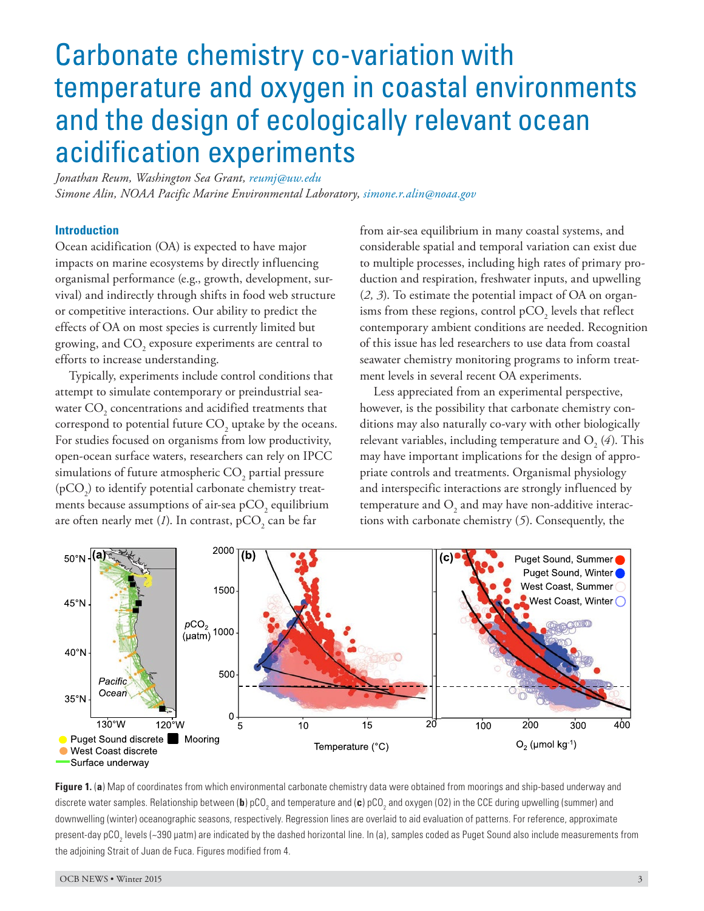# Carbonate chemistry co-variation with temperature and oxygen in coastal environments and the design of ecologically relevant ocean acidification experiments

*Jonathan Reum, Washington Sea Grant, reumj@uw.edu*
*Simone Alin, NOAA Pacific Marine Environmental Laboratory, simone.r.alin@noaa.gov*

### Introduction

Ocean acidification (OA) is expected to have major impacts on marine ecosystems by directly influencing organismal performance (e.g., growth, development, survival) and indirectly through shifts in food web structure or competitive interactions. Our ability to predict the effects of OA on most species is currently limited but growing, and $CO_2$ exposure experiments are central to efforts to increase understanding.

Typically, experiments include control conditions that attempt to simulate contemporary or preindustrial seawater $CO_2$ concentrations and acidified treatments that correspond to potential future $CO_2$ uptake by the oceans. For studies focused on organisms from low productivity, open-ocean surface waters, researchers can rely on IPCC simulations of future atmospheric $CO_2$ partial pressure ($pCO_2$) to identify potential carbonate chemistry treatments because assumptions of air-sea $pCO_2$ equilibrium are often nearly met (*1*). In contrast, $pCO_2$ can be far from air-sea equilibrium in many coastal systems, and considerable spatial and temporal variation can exist due to multiple processes, including high rates of primary production and respiration, freshwater inputs, and upwelling (*2, 3*). To estimate the potential impact of OA on organisms from these regions, control $pCO_2$ levels that reflect contemporary ambient conditions are needed. Recognition of this issue has led researchers to use data from coastal seawater chemistry monitoring programs to inform treatment levels in several recent OA experiments.

Less appreciated from an experimental perspective, however, is the possibility that carbonate chemistry conditions may also naturally co-vary with other biologically relevant variables, including temperature and $O_2$ (*4*). This may have important implications for the design of appropriate controls and treatments. Organismal physiology and interspecific interactions are strongly influenced by temperature and $O_2$ and may have non-additive interactions with carbonate chemistry (*5*). Consequently, the

(a)
50°N
45°N
40°N
35°N
130°W
120°W
Pacific Ocean
Puget Sound discrete
West Coast discrete
Surface underway
Mooring

(b)
$pCO_2$ (µatm)
2000
1500
1000
500
0
5
10
15
20
Temperature (°C)

(c)
Puget Sound, Summer
Puget Sound, Winter
West Coast, Summer
West Coast, Winter
100
200
300
400
$O_2$ (µmol kg$^{-1}$)

**Figure 1.** (**a**) Map of coordinates from which environmental carbonate chemistry data were obtained from moorings and ship-based underway and discrete water samples. Relationship between (**b**) $pCO_2$ and temperature and (**c**) $pCO_2$ and oxygen (O2) in the CCE during upwelling (summer) and downwelling (winter) oceanographic seasons, respectively. Regression lines are overlaid to aid evaluation of patterns. For reference, approximate present-day $pCO_2$ levels (~390 µatm) are indicated by the dashed horizontal line. In (a), samples coded as Puget Sound also include measurements from the adjoining Strait of Juan de Fuca. Figures modified from 4.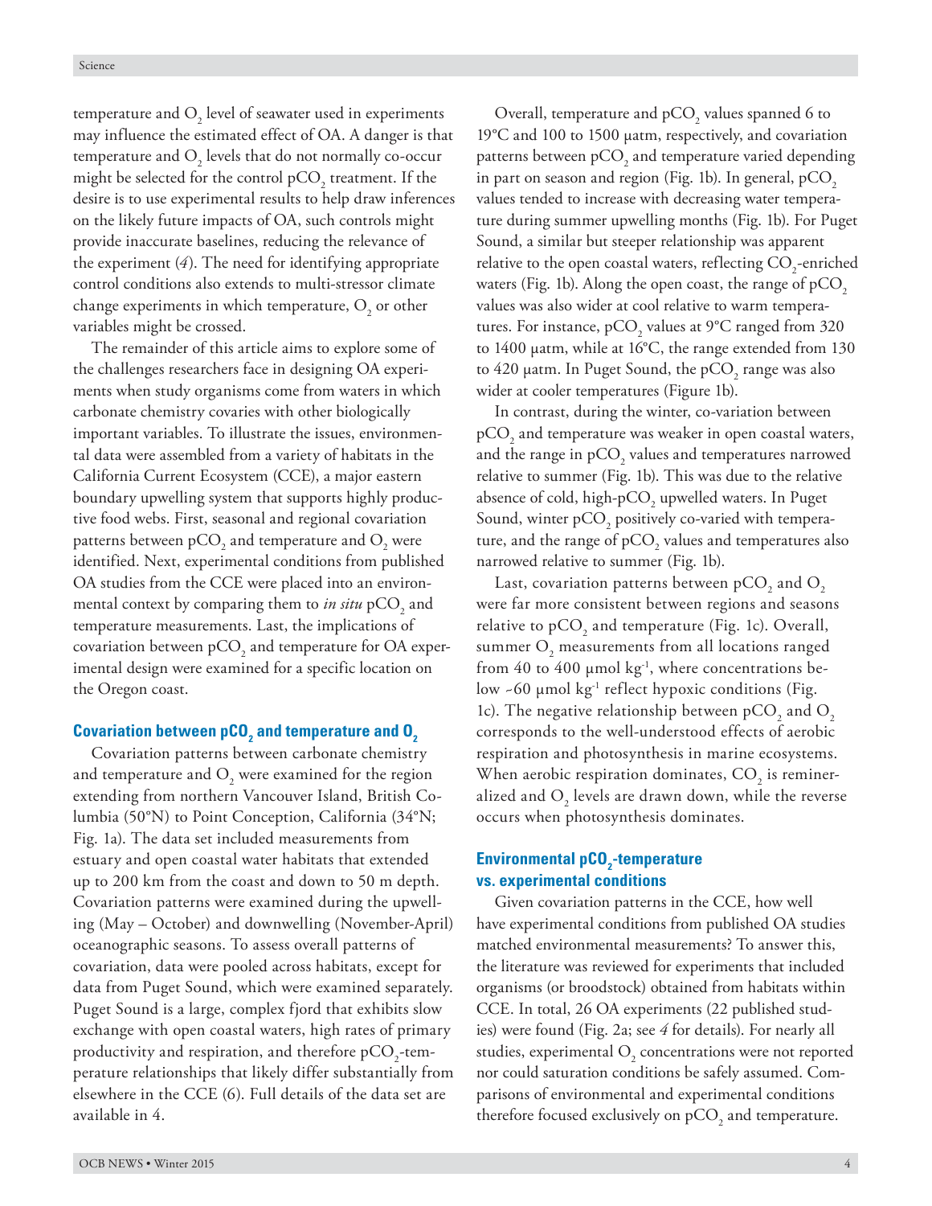temperature and $O_2$ level of seawater used in experiments may influence the estimated effect of OA. A danger is that temperature and $O_2$ levels that do not normally co-occur might be selected for the control $pCO_2$ treatment. If the desire is to use experimental results to help draw inferences on the likely future impacts of OA, such controls might provide inaccurate baselines, reducing the relevance of the experiment (*4*). The need for identifying appropriate control conditions also extends to multi-stressor climate change experiments in which temperature, $O_2$ or other variables might be crossed.

The remainder of this article aims to explore some of the challenges researchers face in designing OA experiments when study organisms come from waters in which carbonate chemistry covaries with other biologically important variables. To illustrate the issues, environmental data were assembled from a variety of habitats in the California Current Ecosystem (CCE), a major eastern boundary upwelling system that supports highly productive food webs. First, seasonal and regional covariation patterns between $pCO_2$ and temperature and $O_2$ were identified. Next, experimental conditions from published OA studies from the CCE were placed into an environmental context by comparing them to *in situ* $pCO_2$ and temperature measurements. Last, the implications of covariation between $pCO_2$ and temperature for OA experimental design were examined for a specific location on the Oregon coast.

## Covariation between $pCO_2$ and temperature and $O_2$

Covariation patterns between carbonate chemistry and temperature and $O_2$ were examined for the region extending from northern Vancouver Island, British Columbia (50°N) to Point Conception, California (34°N; Fig. 1a). The data set included measurements from estuary and open coastal water habitats that extended up to 200 km from the coast and down to 50 m depth. Covariation patterns were examined during the upwelling (May – October) and downwelling (November-April) oceanographic seasons. To assess overall patterns of covariation, data were pooled across habitats, except for data from Puget Sound, which were examined separately. Puget Sound is a large, complex fjord that exhibits slow exchange with open coastal waters, high rates of primary productivity and respiration, and therefore $pCO_2$-temperature relationships that likely differ substantially from elsewhere in the CCE (6). Full details of the data set are available in 4.

Overall, temperature and $pCO_2$ values spanned 6 to 19°C and 100 to 1500 µatm, respectively, and covariation patterns between $pCO_2$ and temperature varied depending in part on season and region (Fig. 1b). In general, $pCO_2$ values tended to increase with decreasing water temperature during summer upwelling months (Fig. 1b). For Puget Sound, a similar but steeper relationship was apparent relative to the open coastal waters, reflecting $CO_2$-enriched waters (Fig. 1b). Along the open coast, the range of $pCO_2$ values was also wider at cool relative to warm temperatures. For instance, $pCO_2$ values at 9°C ranged from 320 to 1400 µatm, while at 16°C, the range extended from 130 to 420 µatm. In Puget Sound, the $pCO_2$ range was also wider at cooler temperatures (Figure 1b).

In contrast, during the winter, co-variation between $pCO_2$ and temperature was weaker in open coastal waters, and the range in $pCO_2$ values and temperatures narrowed relative to summer (Fig. 1b). This was due to the relative absence of cold, high-$pCO_2$ upwelled waters. In Puget Sound, winter $pCO_2$ positively co-varied with temperature, and the range of $pCO_2$ values and temperatures also narrowed relative to summer (Fig. 1b).

Last, covariation patterns between $pCO_2$ and $O_2$ were far more consistent between regions and seasons relative to $pCO_2$ and temperature (Fig. 1c). Overall, summer $O_2$ measurements from all locations ranged from 40 to 400 µmol kg$^{-1}$, where concentrations below ~60 µmol kg$^{-1}$ reflect hypoxic conditions (Fig. 1c). The negative relationship between $pCO_2$ and $O_2$ corresponds to the well-understood effects of aerobic respiration and photosynthesis in marine ecosystems. When aerobic respiration dominates, $CO_2$ is remineralized and $O_2$ levels are drawn down, while the reverse occurs when photosynthesis dominates.

## Environmental $pCO_2$-temperature vs. experimental conditions

Given covariation patterns in the CCE, how well have experimental conditions from published OA studies matched environmental measurements? To answer this, the literature was reviewed for experiments that included organisms (or broodstock) obtained from habitats within CCE. In total, 26 OA experiments (22 published studies) were found (Fig. 2a; see *4* for details). For nearly all studies, experimental $O_2$ concentrations were not reported nor could saturation conditions be safely assumed. Comparisons of environmental and experimental conditions therefore focused exclusively on $pCO_2$ and temperature.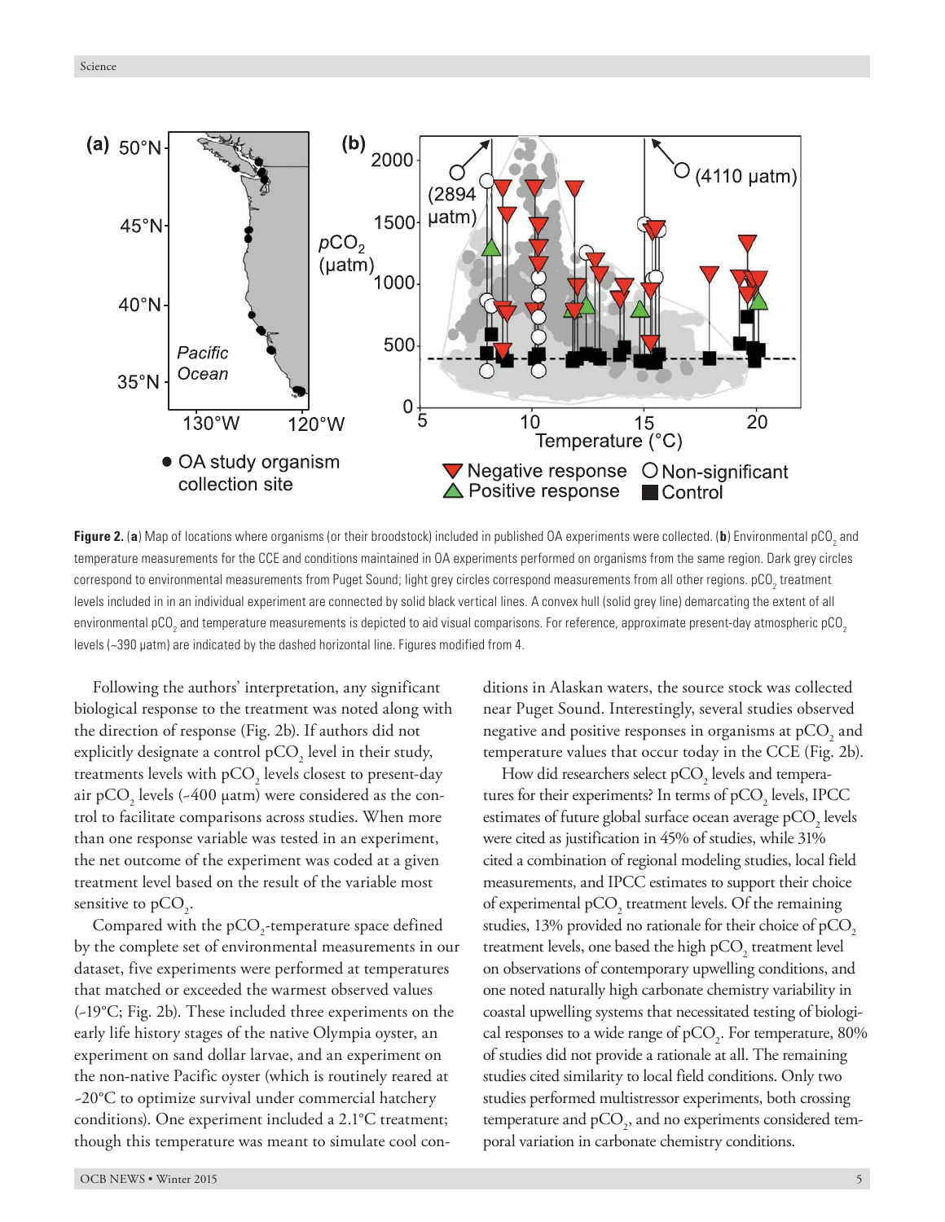(a) 50°N
45°N
40°N
35°N
130°W 120°W
Pacific Ocean
● OA study organism collection site

(b) 2000
1500
1000
500
0
$p$CO$_2$ (μatm)
(2894 μatm)
(4110 μatm)
5 10 15 20
Temperature (°C)
▼ Negative response ○ Non-significant
▲ Positive response ■ Control

**Figure 2.** (**a**) Map of locations where organisms (or their broodstock) included in published OA experiments were collected. (**b**) Environmental pCO$_2$ and temperature measurements for the CCE and conditions maintained in OA experiments performed on organisms from the same region. Dark grey circles correspond to environmental measurements from Puget Sound; light grey circles correspond measurements from all other regions. pCO$_2$ treatment levels included in in an individual experiment are connected by solid black vertical lines. A convex hull (solid grey line) demarcating the extent of all environmental pCO$_2$ and temperature measurements is depicted to aid visual comparisons. For reference, approximate present-day atmospheric pCO$_2$ levels (~390 μatm) are indicated by the dashed horizontal line. Figures modified from 4.

Following the authors' interpretation, any significant biological response to the treatment was noted along with the direction of response (Fig. 2b). If authors did not explicitly designate a control pCO$_2$ level in their study, treatments levels with pCO$_2$ levels closest to present-day air pCO$_2$ levels (~400 μatm) were considered as the control to facilitate comparisons across studies. When more than one response variable was tested in an experiment, the net outcome of the experiment was coded at a given treatment level based on the result of the variable most sensitive to pCO$_2$.

Compared with the pCO$_2$-temperature space defined by the complete set of environmental measurements in our dataset, five experiments were performed at temperatures that matched or exceeded the warmest observed values (~19°C; Fig. 2b). These included three experiments on the early life history stages of the native Olympia oyster, an experiment on sand dollar larvae, and an experiment on the non-native Pacific oyster (which is routinely reared at ~20°C to optimize survival under commercial hatchery conditions). One experiment included a 2.1°C treatment; though this temperature was meant to simulate cool conditions in Alaskan waters, the source stock was collected near Puget Sound. Interestingly, several studies observed negative and positive responses in organisms at pCO$_2$ and temperature values that occur today in the CCE (Fig. 2b).

How did researchers select pCO$_2$ levels and temperatures for their experiments? In terms of pCO$_2$ levels, IPCC estimates of future global surface ocean average pCO$_2$ levels were cited as justification in 45% of studies, while 31% cited a combination of regional modeling studies, local field measurements, and IPCC estimates to support their choice of experimental pCO$_2$ treatment levels. Of the remaining studies, 13% provided no rationale for their choice of pCO$_2$ treatment levels, one based the high pCO$_2$ treatment level on observations of contemporary upwelling conditions, and one noted naturally high carbonate chemistry variability in coastal upwelling systems that necessitated testing of biological responses to a wide range of pCO$_2$. For temperature, 80% of studies did not provide a rationale at all. The remaining studies cited similarity to local field conditions. Only two studies performed multistressor experiments, both crossing temperature and pCO$_2$, and no experiments considered temporal variation in carbonate chemistry conditions.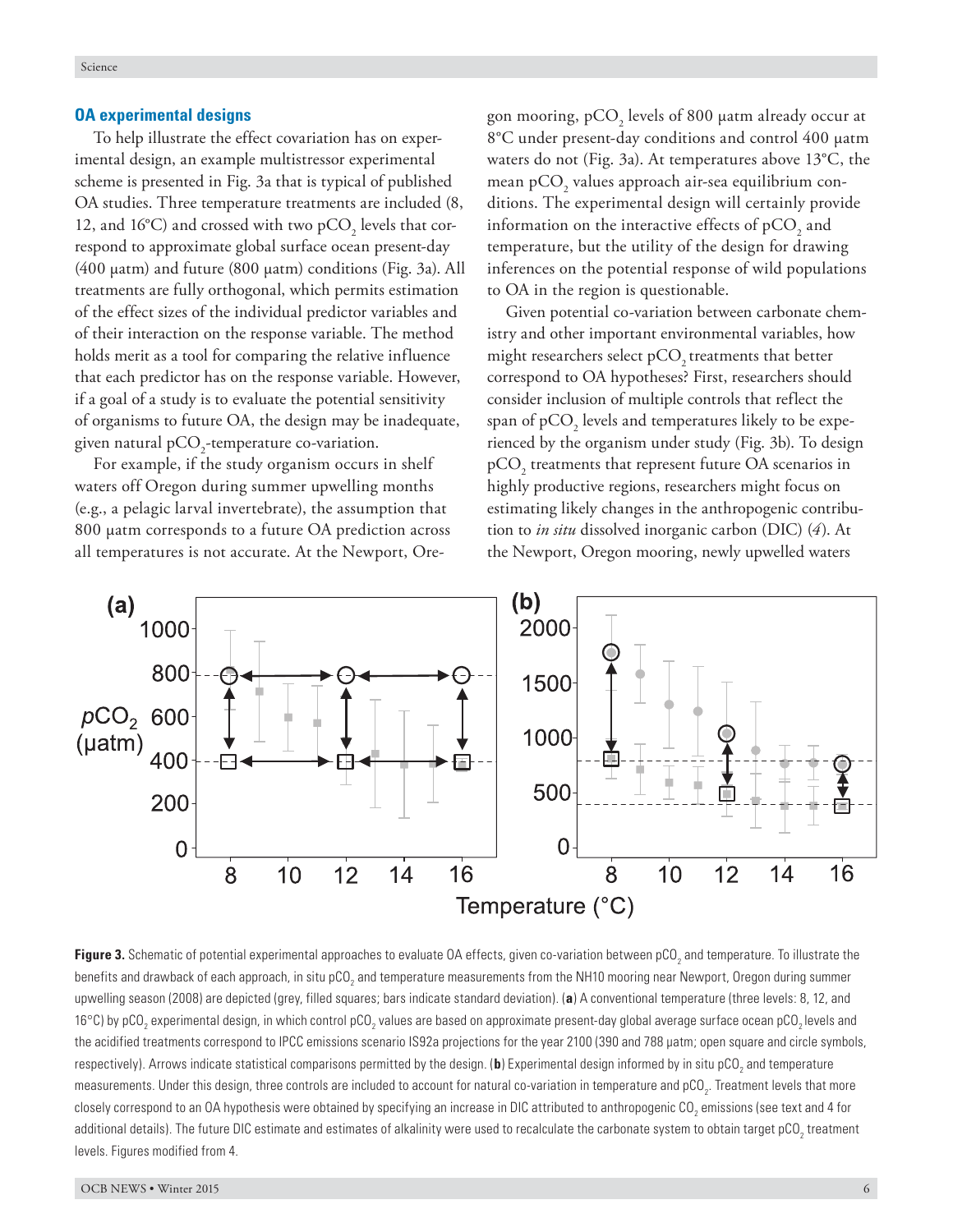## OA experimental designs

To help illustrate the effect covariation has on experimental design, an example multistressor experimental scheme is presented in Fig. 3a that is typical of published OA studies. Three temperature treatments are included (8, 12, and 16°C) and crossed with two $pCO_2$ levels that correspond to approximate global surface ocean present-day (400 μatm) and future (800 μatm) conditions (Fig. 3a). All treatments are fully orthogonal, which permits estimation of the effect sizes of the individual predictor variables and of their interaction on the response variable. The method holds merit as a tool for comparing the relative influence that each predictor has on the response variable. However, if a goal of a study is to evaluate the potential sensitivity of organisms to future OA, the design may be inadequate, given natural $pCO_2$-temperature co-variation.

For example, if the study organism occurs in shelf waters off Oregon during summer upwelling months (e.g., a pelagic larval invertebrate), the assumption that 800 μatm corresponds to a future OA prediction across all temperatures is not accurate. At the Newport, Oregon mooring, $pCO_2$ levels of 800 μatm already occur at 8°C under present-day conditions and control 400 μatm waters do not (Fig. 3a). At temperatures above 13°C, the mean $pCO_2$ values approach air-sea equilibrium conditions. The experimental design will certainly provide information on the interactive effects of $pCO_2$ and temperature, but the utility of the design for drawing inferences on the potential response of wild populations to OA in the region is questionable.

Given potential co-variation between carbonate chemistry and other important environmental variables, how might researchers select $pCO_2$ treatments that better correspond to OA hypotheses? First, researchers should consider inclusion of multiple controls that reflect the span of $pCO_2$ levels and temperatures likely to be experienced by the organism under study (Fig. 3b). To design $pCO_2$ treatments that represent future OA scenarios in highly productive regions, researchers might focus on estimating likely changes in the anthropogenic contribution to *in situ* dissolved inorganic carbon (DIC) (*4*). At the Newport, Oregon mooring, newly upwelled waters

(a)
1000
800
600
400
200
0
$pCO_2$ (μatm)
8 10 12 14 16

(b)
2000
1500
1000
500
0
8 10 12 14 16
Temperature (°C)

**Figure 3.** Schematic of potential experimental approaches to evaluate OA effects, given co-variation between $pCO_2$ and temperature. To illustrate the benefits and drawback of each approach, in situ $pCO_2$ and temperature measurements from the NH10 mooring near Newport, Oregon during summer upwelling season (2008) are depicted (grey, filled squares; bars indicate standard deviation). (**a**) A conventional temperature (three levels: 8, 12, and 16°C) by $pCO_2$ experimental design, in which control $pCO_2$ values are based on approximate present-day global average surface ocean $pCO_2$ levels and the acidified treatments correspond to IPCC emissions scenario IS92a projections for the year 2100 (390 and 788 μatm; open square and circle symbols, respectively). Arrows indicate statistical comparisons permitted by the design. (**b**) Experimental design informed by in situ $pCO_2$ and temperature measurements. Under this design, three controls are included to account for natural co-variation in temperature and $pCO_2$. Treatment levels that more closely correspond to an OA hypothesis were obtained by specifying an increase in DIC attributed to anthropogenic $CO_2$ emissions (see text and 4 for additional details). The future DIC estimate and estimates of alkalinity were used to recalculate the carbonate system to obtain target $pCO_2$ treatment levels. Figures modified from 4.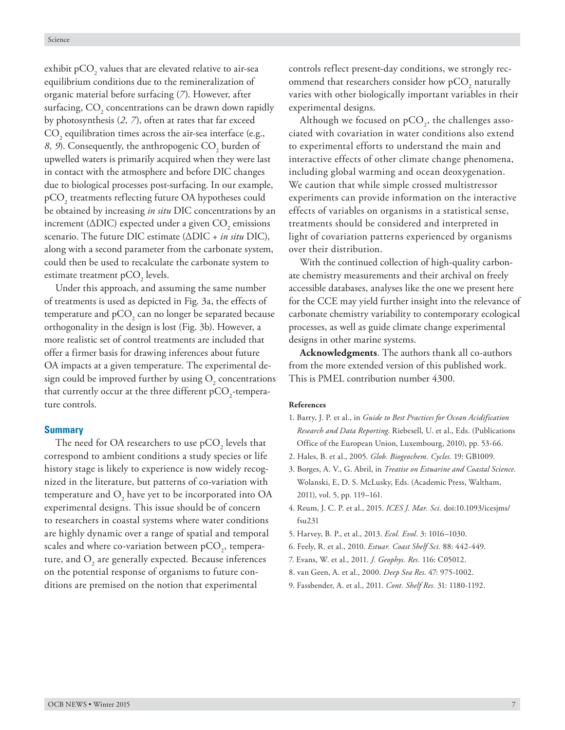exhibit $pCO_2$ values that are elevated relative to air-sea equilibrium conditions due to the remineralization of organic material before surfacing (*7*). However, after surfacing, $CO_2$ concentrations can be drawn down rapidly by photosynthesis (*2, 7*), often at rates that far exceed $CO_2$ equilibration times across the air-sea interface (e.g., *8, 9*). Consequently, the anthropogenic $CO_2$ burden of upwelled waters is primarily acquired when they were last in contact with the atmosphere and before DIC changes due to biological processes post-surfacing. In our example, $pCO_2$ treatments reflecting future OA hypotheses could be obtained by increasing *in situ* DIC concentrations by an increment ($\Delta$DIC) expected under a given $CO_2$ emissions scenario. The future DIC estimate ($\Delta$DIC + *in situ* DIC), along with a second parameter from the carbonate system, could then be used to recalculate the carbonate system to estimate treatment $pCO_2$ levels.

Under this approach, and assuming the same number of treatments is used as depicted in Fig. 3a, the effects of temperature and $pCO_2$ can no longer be separated because orthogonality in the design is lost (Fig. 3b). However, a more realistic set of control treatments are included that offer a firmer basis for drawing inferences about future OA impacts at a given temperature. The experimental design could be improved further by using $O_2$ concentrations that currently occur at the three different $pCO_2$-temperature controls.

## Summary

The need for OA researchers to use $pCO_2$ levels that correspond to ambient conditions a study species or life history stage is likely to experience is now widely recognized in the literature, but patterns of co-variation with temperature and $O_2$ have yet to be incorporated into OA experimental designs. This issue should be of concern to researchers in coastal systems where water conditions are highly dynamic over a range of spatial and temporal scales and where co-variation between $pCO_2$, temperature, and $O_2$ are generally expected. Because inferences on the potential response of organisms to future conditions are premised on the notion that experimental controls reflect present-day conditions, we strongly recommend that researchers consider how $pCO_2$ naturally varies with other biologically important variables in their experimental designs.

Although we focused on $pCO_2$, the challenges associated with covariation in water conditions also extend to experimental efforts to understand the main and interactive effects of other climate change phenomena, including global warming and ocean deoxygenation. We caution that while simple crossed multistressor experiments can provide information on the interactive effects of variables on organisms in a statistical sense, treatments should be considered and interpreted in light of covariation patterns experienced by organisms over their distribution.

With the continued collection of high-quality carbonate chemistry measurements and their archival on freely accessible databases, analyses like the one we present here for the CCE may yield further insight into the relevance of carbonate chemistry variability to contemporary ecological processes, as well as guide climate change experimental designs in other marine systems.

**Acknowledgments**. The authors thank all co-authors from the more extended version of this published work. This is PMEL contribution number 4300.

### References

1. Barry, J. P. et al., in *Guide to Best Practices for Ocean Acidification Research and Data Reporting*. Riebesell, U. et al., Eds. (Publications Office of the European Union, Luxembourg, 2010), pp. 53-66.
2. Hales, B. et al., 2005. *Glob. Biogeochem. Cycles.* 19: GB1009.
3. Borges, A. V., G. Abril, in *Treatise on Estuarine and Coastal Science*. Wolanski, E, D. S. McLusky, Eds. (Academic Press, Waltham, 2011), vol. 5, pp. 119–161.
4. Reum, J. C. P. et al., 2015. *ICES J. Mar. Sci.* doi:10.1093/icesjms/fsu231
5. Harvey, B. P., et al., 2013. *Ecol. Evol.* 3: 1016–1030.
6. Feely, R. et al., 2010. *Estuar. Coast Shelf Sci.* 88: 442-449.
7. Evans, W. et al., 2011. *J. Geophys. Res.* 116: C05012.
8. van Geen, A. et al., 2000. *Deep Sea Res*. 47: 975-1002.
9. Fassbender, A. et al., 2011. *Cont. Shelf Res.* 31: 1180-1192.